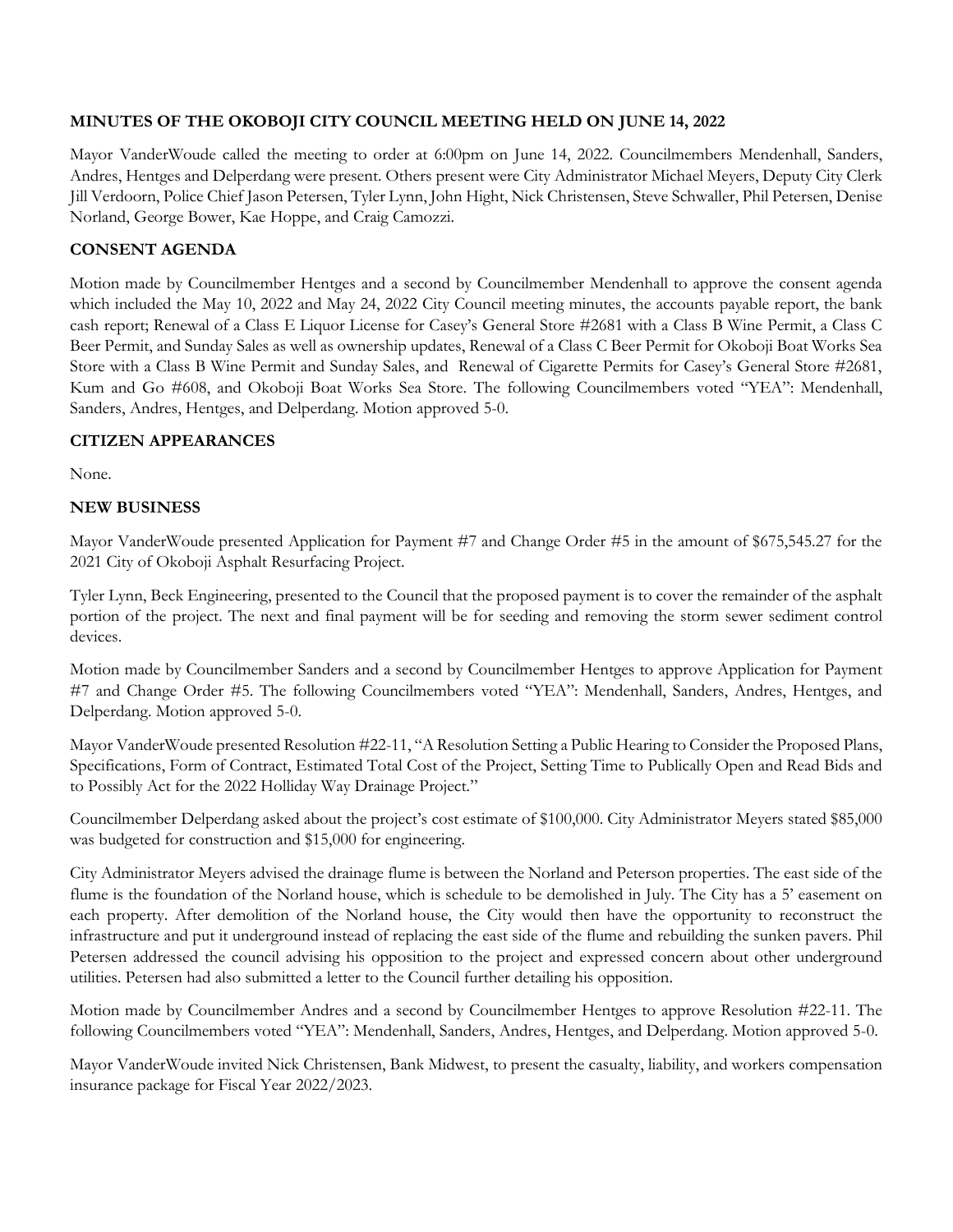**MINUTES OF THE OKOBOJI CITY COUNCIL MEETING HELD ON JUNE 14, 2022**

Mayor VanderWoude called the meeting to order at 6:00pm on June 14, 2022. Councilmembers Mendenhall, Sanders, Andres, Hentges and Delperdang were present. Others present were City Administrator Michael Meyers, Deputy City Clerk Jill Verdoorn, Police Chief Jason Petersen, Tyler Lynn, John Hight, Nick Christensen, Steve Schwaller, Phil Petersen, Denise Norland, George Bower, Kae Hoppe, and Craig Camozzi.

**CONSENT AGENDA**

Motion made by Councilmember Hentges and a second by Councilmember Mendenhall to approve the consent agenda which included the May 10, 2022 and May 24, 2022 City Council meeting minutes, the accounts payable report, the bank cash report; Renewal of a Class E Liquor License for Casey's General Store #2681 with a Class B Wine Permit, a Class C Beer Permit, and Sunday Sales as well as ownership updates, Renewal of a Class C Beer Permit for Okoboji Boat Works Sea Store with a Class B Wine Permit and Sunday Sales, and Renewal of Cigarette Permits for Casey's General Store #2681, Kum and Go #608, and Okoboji Boat Works Sea Store. The following Councilmembers voted "YEA": Mendenhall, Sanders, Andres, Hentges, and Delperdang. Motion approved 5-0.

**CITIZEN APPEARANCES**

None.

**NEW BUSINESS**

Mayor VanderWoude presented Application for Payment #7 and Change Order #5 in the amount of $675,545.27 for the 2021 City of Okoboji Asphalt Resurfacing Project.

Tyler Lynn, Beck Engineering, presented to the Council that the proposed payment is to cover the remainder of the asphalt portion of the project. The next and final payment will be for seeding and removing the storm sewer sediment control devices.

Motion made by Councilmember Sanders and a second by Councilmember Hentges to approve Application for Payment #7 and Change Order #5. The following Councilmembers voted "YEA": Mendenhall, Sanders, Andres, Hentges, and Delperdang. Motion approved 5-0.

Mayor VanderWoude presented Resolution #22-11, "A Resolution Setting a Public Hearing to Consider the Proposed Plans, Specifications, Form of Contract, Estimated Total Cost of the Project, Setting Time to Publically Open and Read Bids and to Possibly Act for the 2022 Holliday Way Drainage Project."

Councilmember Delperdang asked about the project's cost estimate of $100,000. City Administrator Meyers stated $85,000 was budgeted for construction and $15,000 for engineering.

City Administrator Meyers advised the drainage flume is between the Norland and Peterson properties. The east side of the flume is the foundation of the Norland house, which is schedule to be demolished in July. The City has a 5' easement on each property. After demolition of the Norland house, the City would then have the opportunity to reconstruct the infrastructure and put it underground instead of replacing the east side of the flume and rebuilding the sunken pavers. Phil Petersen addressed the council advising his opposition to the project and expressed concern about other underground utilities. Petersen had also submitted a letter to the Council further detailing his opposition.

Motion made by Councilmember Andres and a second by Councilmember Hentges to approve Resolution #22-11. The following Councilmembers voted "YEA": Mendenhall, Sanders, Andres, Hentges, and Delperdang. Motion approved 5-0.

Mayor VanderWoude invited Nick Christensen, Bank Midwest, to present the casualty, liability, and workers compensation insurance package for Fiscal Year 2022/2023.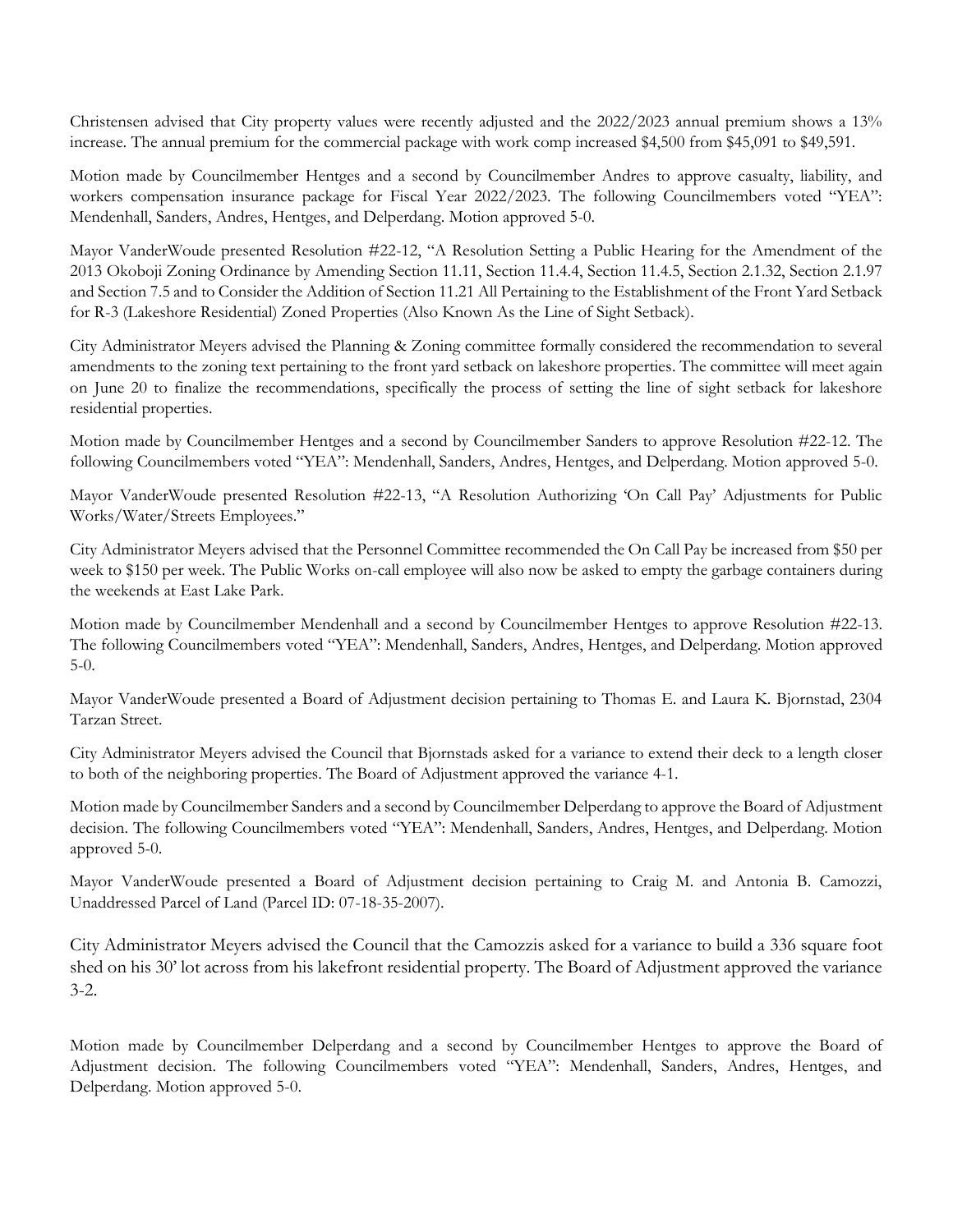Christensen advised that City property values were recently adjusted and the 2022/2023 annual premium shows a 13% increase. The annual premium for the commercial package with work comp increased $4,500 from $45,091 to $49,591.

Motion made by Councilmember Hentges and a second by Councilmember Andres to approve casualty, liability, and workers compensation insurance package for Fiscal Year 2022/2023. The following Councilmembers voted "YEA": Mendenhall, Sanders, Andres, Hentges, and Delperdang. Motion approved 5-0.

Mayor VanderWoude presented Resolution #22-12, "A Resolution Setting a Public Hearing for the Amendment of the 2013 Okoboji Zoning Ordinance by Amending Section 11.11, Section 11.4.4, Section 11.4.5, Section 2.1.32, Section 2.1.97 and Section 7.5 and to Consider the Addition of Section 11.21 All Pertaining to the Establishment of the Front Yard Setback for R-3 (Lakeshore Residential) Zoned Properties (Also Known As the Line of Sight Setback).

City Administrator Meyers advised the Planning & Zoning committee formally considered the recommendation to several amendments to the zoning text pertaining to the front yard setback on lakeshore properties. The committee will meet again on June 20 to finalize the recommendations, specifically the process of setting the line of sight setback for lakeshore residential properties.

Motion made by Councilmember Hentges and a second by Councilmember Sanders to approve Resolution #22-12. The following Councilmembers voted "YEA": Mendenhall, Sanders, Andres, Hentges, and Delperdang. Motion approved 5-0.

Mayor VanderWoude presented Resolution #22-13, "A Resolution Authorizing 'On Call Pay' Adjustments for Public Works/Water/Streets Employees."

City Administrator Meyers advised that the Personnel Committee recommended the On Call Pay be increased from $50 per week to $150 per week. The Public Works on-call employee will also now be asked to empty the garbage containers during the weekends at East Lake Park.

Motion made by Councilmember Mendenhall and a second by Councilmember Hentges to approve Resolution #22-13. The following Councilmembers voted "YEA": Mendenhall, Sanders, Andres, Hentges, and Delperdang. Motion approved 5-0.

Mayor VanderWoude presented a Board of Adjustment decision pertaining to Thomas E. and Laura K. Bjornstad, 2304 Tarzan Street.

City Administrator Meyers advised the Council that Bjornstads asked for a variance to extend their deck to a length closer to both of the neighboring properties. The Board of Adjustment approved the variance 4-1.

Motion made by Councilmember Sanders and a second by Councilmember Delperdang to approve the Board of Adjustment decision. The following Councilmembers voted "YEA": Mendenhall, Sanders, Andres, Hentges, and Delperdang. Motion approved 5-0.

Mayor VanderWoude presented a Board of Adjustment decision pertaining to Craig M. and Antonia B. Camozzi, Unaddressed Parcel of Land (Parcel ID: 07-18-35-2007).

City Administrator Meyers advised the Council that the Camozzis asked for a variance to build a 336 square foot shed on his 30' lot across from his lakefront residential property. The Board of Adjustment approved the variance 3-2.

Motion made by Councilmember Delperdang and a second by Councilmember Hentges to approve the Board of Adjustment decision. The following Councilmembers voted "YEA": Mendenhall, Sanders, Andres, Hentges, and Delperdang. Motion approved 5-0.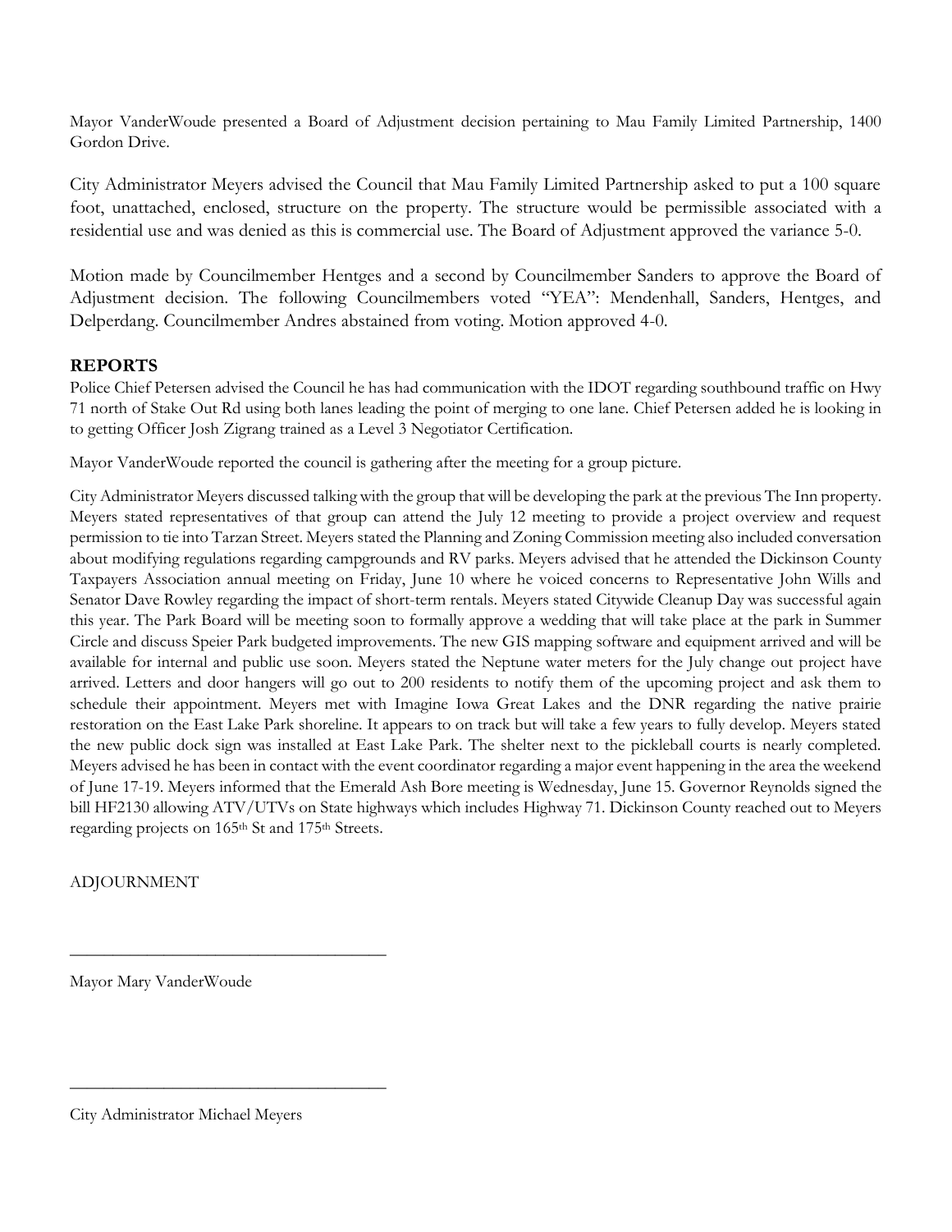Mayor VanderWoude presented a Board of Adjustment decision pertaining to Mau Family Limited Partnership, 1400 Gordon Drive.

City Administrator Meyers advised the Council that Mau Family Limited Partnership asked to put a 100 square foot, unattached, enclosed, structure on the property. The structure would be permissible associated with a residential use and was denied as this is commercial use. The Board of Adjustment approved the variance 5-0.

Motion made by Councilmember Hentges and a second by Councilmember Sanders to approve the Board of Adjustment decision. The following Councilmembers voted "YEA": Mendenhall, Sanders, Hentges, and Delperdang. Councilmember Andres abstained from voting. Motion approved 4-0.

**REPORTS**

Police Chief Petersen advised the Council he has had communication with the IDOT regarding southbound traffic on Hwy 71 north of Stake Out Rd using both lanes leading the point of merging to one lane. Chief Petersen added he is looking in to getting Officer Josh Zigrang trained as a Level 3 Negotiator Certification.

Mayor VanderWoude reported the council is gathering after the meeting for a group picture.

City Administrator Meyers discussed talking with the group that will be developing the park at the previous The Inn property. Meyers stated representatives of that group can attend the July 12 meeting to provide a project overview and request permission to tie into Tarzan Street. Meyers stated the Planning and Zoning Commission meeting also included conversation about modifying regulations regarding campgrounds and RV parks. Meyers advised that he attended the Dickinson County Taxpayers Association annual meeting on Friday, June 10 where he voiced concerns to Representative John Wills and Senator Dave Rowley regarding the impact of short-term rentals. Meyers stated Citywide Cleanup Day was successful again this year. The Park Board will be meeting soon to formally approve a wedding that will take place at the park in Summer Circle and discuss Speier Park budgeted improvements. The new GIS mapping software and equipment arrived and will be available for internal and public use soon. Meyers stated the Neptune water meters for the July change out project have arrived. Letters and door hangers will go out to 200 residents to notify them of the upcoming project and ask them to schedule their appointment. Meyers met with Imagine Iowa Great Lakes and the DNR regarding the native prairie restoration on the East Lake Park shoreline. It appears to on track but will take a few years to fully develop. Meyers stated the new public dock sign was installed at East Lake Park. The shelter next to the pickleball courts is nearly completed. Meyers advised he has been in contact with the event coordinator regarding a major event happening in the area the weekend of June 17-19. Meyers informed that the Emerald Ash Bore meeting is Wednesday, June 15. Governor Reynolds signed the bill HF2130 allowing ATV/UTVs on State highways which includes Highway 71. Dickinson County reached out to Meyers regarding projects on 165th St and 175th Streets.

ADJOURNMENT

\_\_\_\_\_\_\_\_\_\_\_\_\_\_\_\_\_\_\_\_\_\_\_\_\_\_\_\_\_\_\_\_\_\_\_\_\_\_

Mayor Mary VanderWoude

\_\_\_\_\_\_\_\_\_\_\_\_\_\_\_\_\_\_\_\_\_\_\_\_\_\_\_\_\_\_\_\_\_\_\_\_\_\_

City Administrator Michael Meyers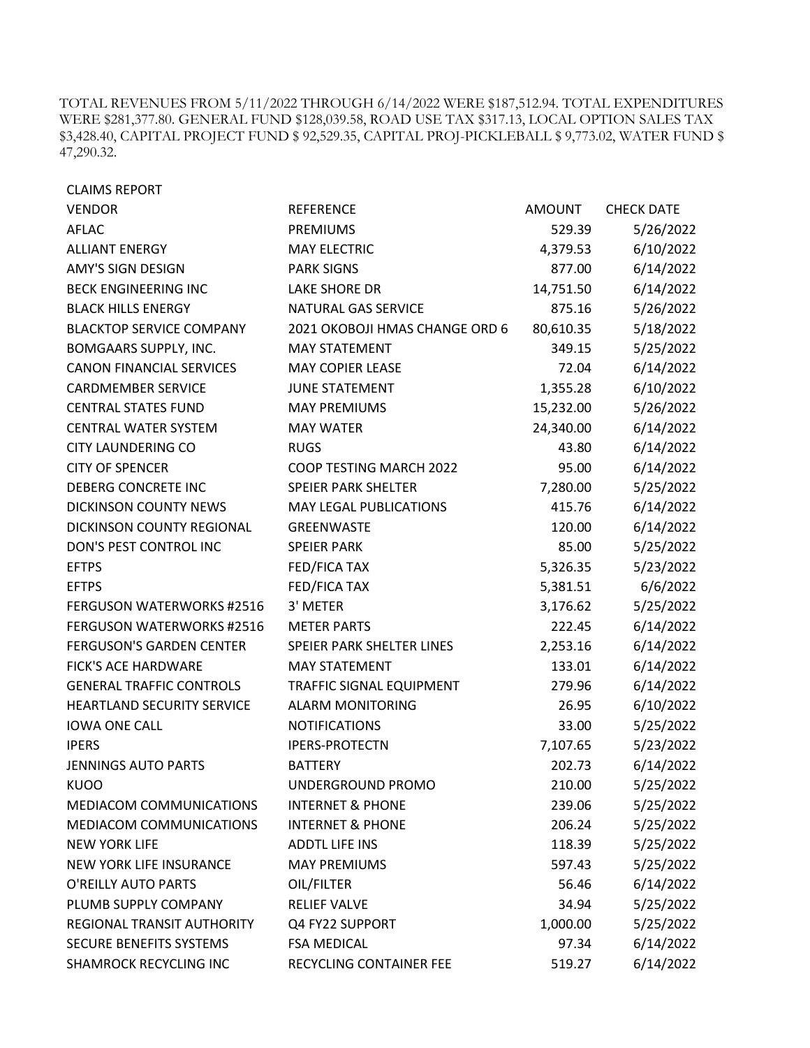TOTAL REVENUES FROM 5/11/2022 THROUGH 6/14/2022 WERE $187,512.94. TOTAL EXPENDITURES WERE $281,377.80. GENERAL FUND $128,039.58, ROAD USE TAX $317.13, LOCAL OPTION SALES TAX $3,428.40, CAPITAL PROJECT FUND $ 92,529.35, CAPITAL PROJ-PICKLEBALL $ 9,773.02, WATER FUND $ 47,290.32.

CLAIMS REPORT

| VENDOR | REFERENCE | AMOUNT | CHECK DATE |
|---|---|---|---|
| AFLAC | PREMIUMS | 529.39 | 5/26/2022 |
| ALLIANT ENERGY | MAY ELECTRIC | 4,379.53 | 6/10/2022 |
| AMY'S SIGN DESIGN | PARK SIGNS | 877.00 | 6/14/2022 |
| BECK ENGINEERING INC | LAKE SHORE DR | 14,751.50 | 6/14/2022 |
| BLACK HILLS ENERGY | NATURAL GAS SERVICE | 875.16 | 5/26/2022 |
| BLACKTOP SERVICE COMPANY | 2021 OKOBOJI HMAS CHANGE ORD 6 | 80,610.35 | 5/18/2022 |
| BOMGAARS SUPPLY, INC. | MAY STATEMENT | 349.15 | 5/25/2022 |
| CANON FINANCIAL SERVICES | MAY COPIER LEASE | 72.04 | 6/14/2022 |
| CARDMEMBER SERVICE | JUNE STATEMENT | 1,355.28 | 6/10/2022 |
| CENTRAL STATES FUND | MAY PREMIUMS | 15,232.00 | 5/26/2022 |
| CENTRAL WATER SYSTEM | MAY WATER | 24,340.00 | 6/14/2022 |
| CITY LAUNDERING CO | RUGS | 43.80 | 6/14/2022 |
| CITY OF SPENCER | COOP TESTING MARCH 2022 | 95.00 | 6/14/2022 |
| DEBERG CONCRETE INC | SPEIER PARK SHELTER | 7,280.00 | 5/25/2022 |
| DICKINSON COUNTY NEWS | MAY LEGAL PUBLICATIONS | 415.76 | 6/14/2022 |
| DICKINSON COUNTY REGIONAL | GREENWASTE | 120.00 | 6/14/2022 |
| DON'S PEST CONTROL INC | SPEIER PARK | 85.00 | 5/25/2022 |
| EFTPS | FED/FICA TAX | 5,326.35 | 5/23/2022 |
| EFTPS | FED/FICA TAX | 5,381.51 | 6/6/2022 |
| FERGUSON WATERWORKS #2516 | 3' METER | 3,176.62 | 5/25/2022 |
| FERGUSON WATERWORKS #2516 | METER PARTS | 222.45 | 6/14/2022 |
| FERGUSON'S GARDEN CENTER | SPEIER PARK SHELTER LINES | 2,253.16 | 6/14/2022 |
| FICK'S ACE HARDWARE | MAY STATEMENT | 133.01 | 6/14/2022 |
| GENERAL TRAFFIC CONTROLS | TRAFFIC SIGNAL EQUIPMENT | 279.96 | 6/14/2022 |
| HEARTLAND SECURITY SERVICE | ALARM MONITORING | 26.95 | 6/10/2022 |
| IOWA ONE CALL | NOTIFICATIONS | 33.00 | 5/25/2022 |
| IPERS | IPERS-PROTECTN | 7,107.65 | 5/23/2022 |
| JENNINGS AUTO PARTS | BATTERY | 202.73 | 6/14/2022 |
| KUOO | UNDERGROUND PROMO | 210.00 | 5/25/2022 |
| MEDIACOM COMMUNICATIONS | INTERNET & PHONE | 239.06 | 5/25/2022 |
| MEDIACOM COMMUNICATIONS | INTERNET & PHONE | 206.24 | 5/25/2022 |
| NEW YORK LIFE | ADDTL LIFE INS | 118.39 | 5/25/2022 |
| NEW YORK LIFE INSURANCE | MAY PREMIUMS | 597.43 | 5/25/2022 |
| O'REILLY AUTO PARTS | OIL/FILTER | 56.46 | 6/14/2022 |
| PLUMB SUPPLY COMPANY | RELIEF VALVE | 34.94 | 5/25/2022 |
| REGIONAL TRANSIT AUTHORITY | Q4 FY22 SUPPORT | 1,000.00 | 5/25/2022 |
| SECURE BENEFITS SYSTEMS | FSA MEDICAL | 97.34 | 6/14/2022 |
| SHAMROCK RECYCLING INC | RECYCLING CONTAINER FEE | 519.27 | 6/14/2022 |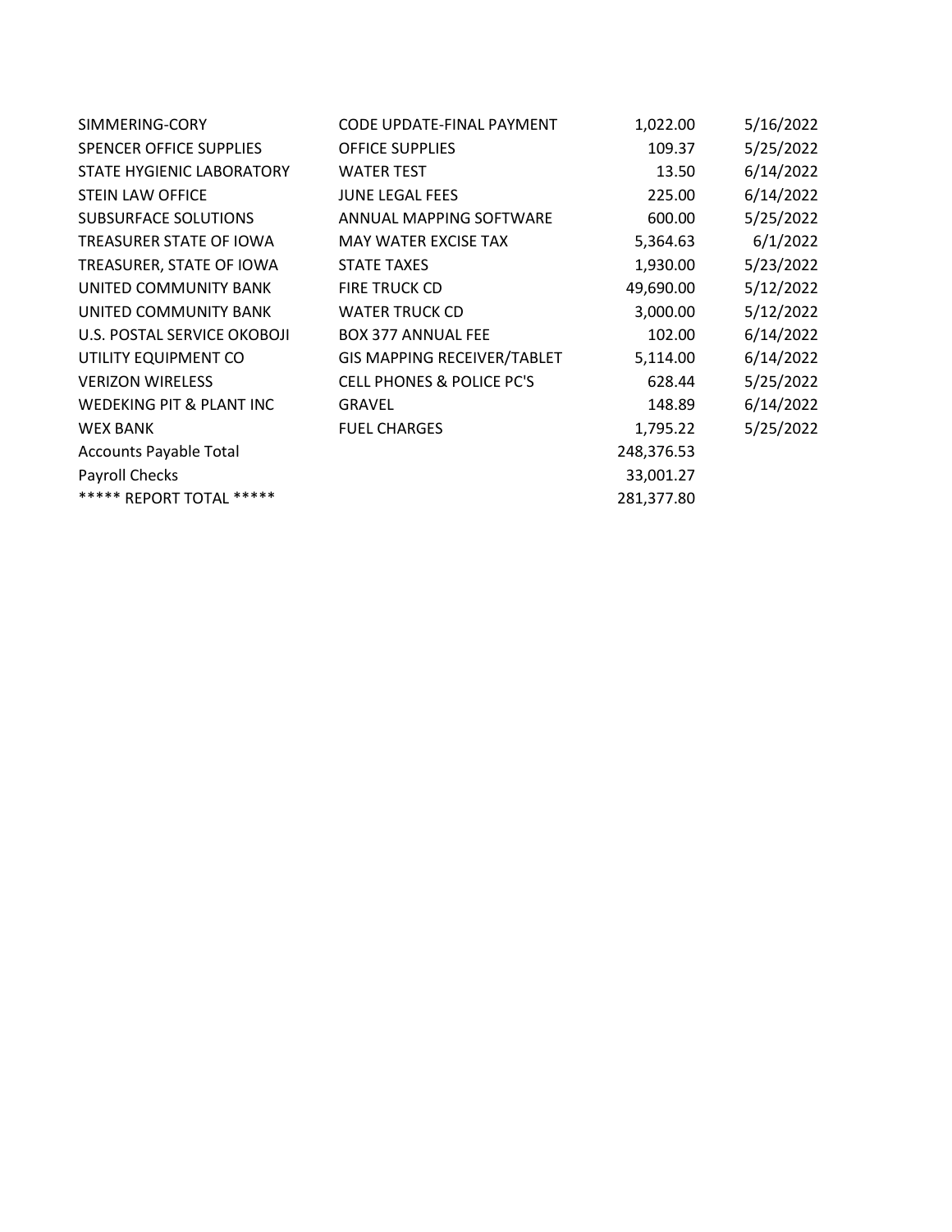| | | | |
|---|---|---|---|
| SIMMERING-CORY | CODE UPDATE-FINAL PAYMENT | 1,022.00 | 5/16/2022 |
| SPENCER OFFICE SUPPLIES | OFFICE SUPPLIES | 109.37 | 5/25/2022 |
| STATE HYGIENIC LABORATORY | WATER TEST | 13.50 | 6/14/2022 |
| STEIN LAW OFFICE | JUNE LEGAL FEES | 225.00 | 6/14/2022 |
| SUBSURFACE SOLUTIONS | ANNUAL MAPPING SOFTWARE | 600.00 | 5/25/2022 |
| TREASURER STATE OF IOWA | MAY WATER EXCISE TAX | 5,364.63 | 6/1/2022 |
| TREASURER, STATE OF IOWA | STATE TAXES | 1,930.00 | 5/23/2022 |
| UNITED COMMUNITY BANK | FIRE TRUCK CD | 49,690.00 | 5/12/2022 |
| UNITED COMMUNITY BANK | WATER TRUCK CD | 3,000.00 | 5/12/2022 |
| U.S. POSTAL SERVICE OKOBOJI | BOX 377 ANNUAL FEE | 102.00 | 6/14/2022 |
| UTILITY EQUIPMENT CO | GIS MAPPING RECEIVER/TABLET | 5,114.00 | 6/14/2022 |
| VERIZON WIRELESS | CELL PHONES & POLICE PC'S | 628.44 | 5/25/2022 |
| WEDEKING PIT & PLANT INC | GRAVEL | 148.89 | 6/14/2022 |
| WEX BANK | FUEL CHARGES | 1,795.22 | 5/25/2022 |
| Accounts Payable Total | | 248,376.53 | |
| Payroll Checks | | 33,001.27 | |
| ***** REPORT TOTAL ***** | | 281,377.80 | |